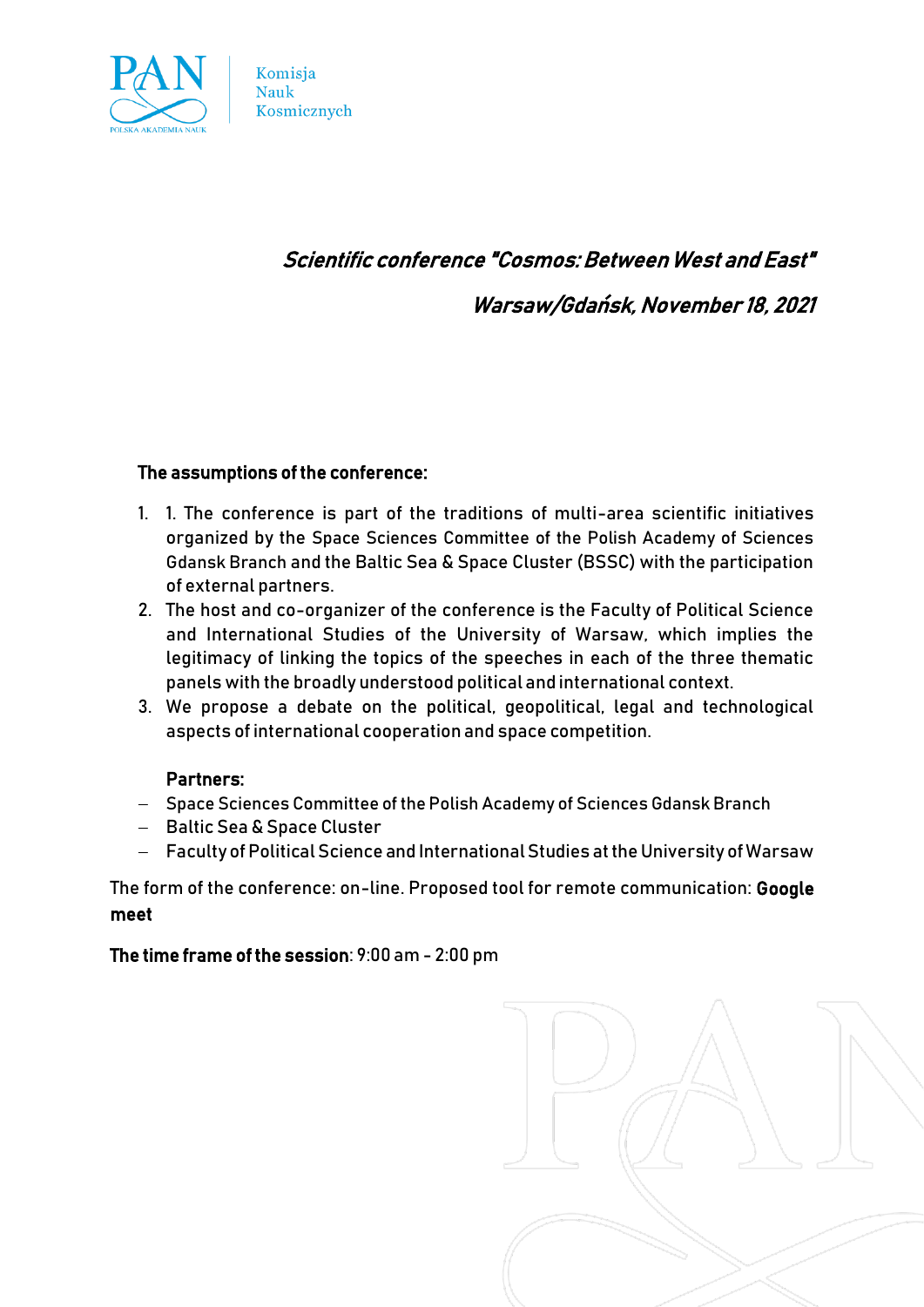PAN

POLSKA AKADEMIA NAUK

Komisja Nauk Kosmicznych

***Scientific conference "Cosmos: Between West and East"***

***Warsaw/Gdańsk, November 18, 2021***

**The assumptions of the conference:**

1. 1. The conference is part of the traditions of multi-area scientific initiatives organized by the Space Sciences Committee of the Polish Academy of Sciences Gdansk Branch and the Baltic Sea & Space Cluster (BSSC) with the participation of external partners.
2. The host and co-organizer of the conference is the Faculty of Political Science and International Studies of the University of Warsaw, which implies the legitimacy of linking the topics of the speeches in each of the three thematic panels with the broadly understood political and international context.
3. We propose a debate on the political, geopolitical, legal and technological aspects of international cooperation and space competition.

**Partners:**

- Space Sciences Committee of the Polish Academy of Sciences Gdansk Branch
- Baltic Sea & Space Cluster
- Faculty of Political Science and International Studies at the University of Warsaw

The form of the conference: on-line. Proposed tool for remote communication: **Google meet**

**The time frame of the session**: 9:00 am - 2:00 pm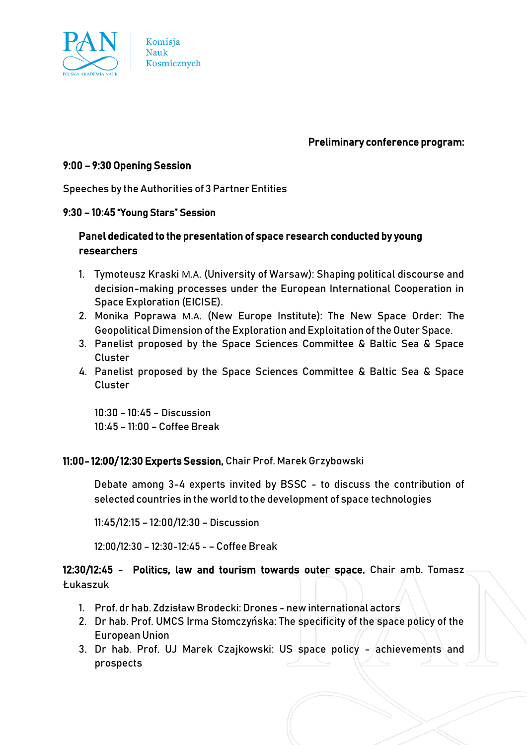**Preliminary conference program:**

**9:00 – 9:30 Opening Session**

Speeches by the Authorities of 3 Partner Entities

**9:30 – 10:45 "Young Stars" Session**

**Panel dedicated to the presentation of space research conducted by young researchers**

1. Tymoteusz Kraski M.A. (University of Warsaw): Shaping political discourse and decision-making processes under the European International Cooperation in Space Exploration (EICISE).
2. Monika Poprawa M.A. (New Europe Institute): The New Space Order: The Geopolitical Dimension of the Exploration and Exploitation of the Outer Space.
3. Panelist proposed by the Space Sciences Committee & Baltic Sea & Space Cluster
4. Panelist proposed by the Space Sciences Committee & Baltic Sea & Space Cluster

10:30 – 10:45 – Discussion
10:45 – 11:00 – Coffee Break

**11:00 - 12:00/12:30 Experts Session,** Chair Prof. Marek Grzybowski

Debate among 3-4 experts invited by BSSC - to discuss the contribution of selected countries in the world to the development of space technologies

11:45/12:15 – 12:00/12:30 – Discussion

12:00/12:30 – 12:30-12:45 - – Coffee Break

**12:30/12:45 - Politics, law and tourism towards outer space.** Chair amb. Tomasz Łukaszuk

1. Prof. dr hab. Zdzisław Brodecki: Drones - new international actors
2. Dr hab. Prof. UMCS Irma Słomczyńska: The specificity of the space policy of the European Union
3. Dr hab. Prof. UJ Marek Czajkowski: US space policy - achievements and prospects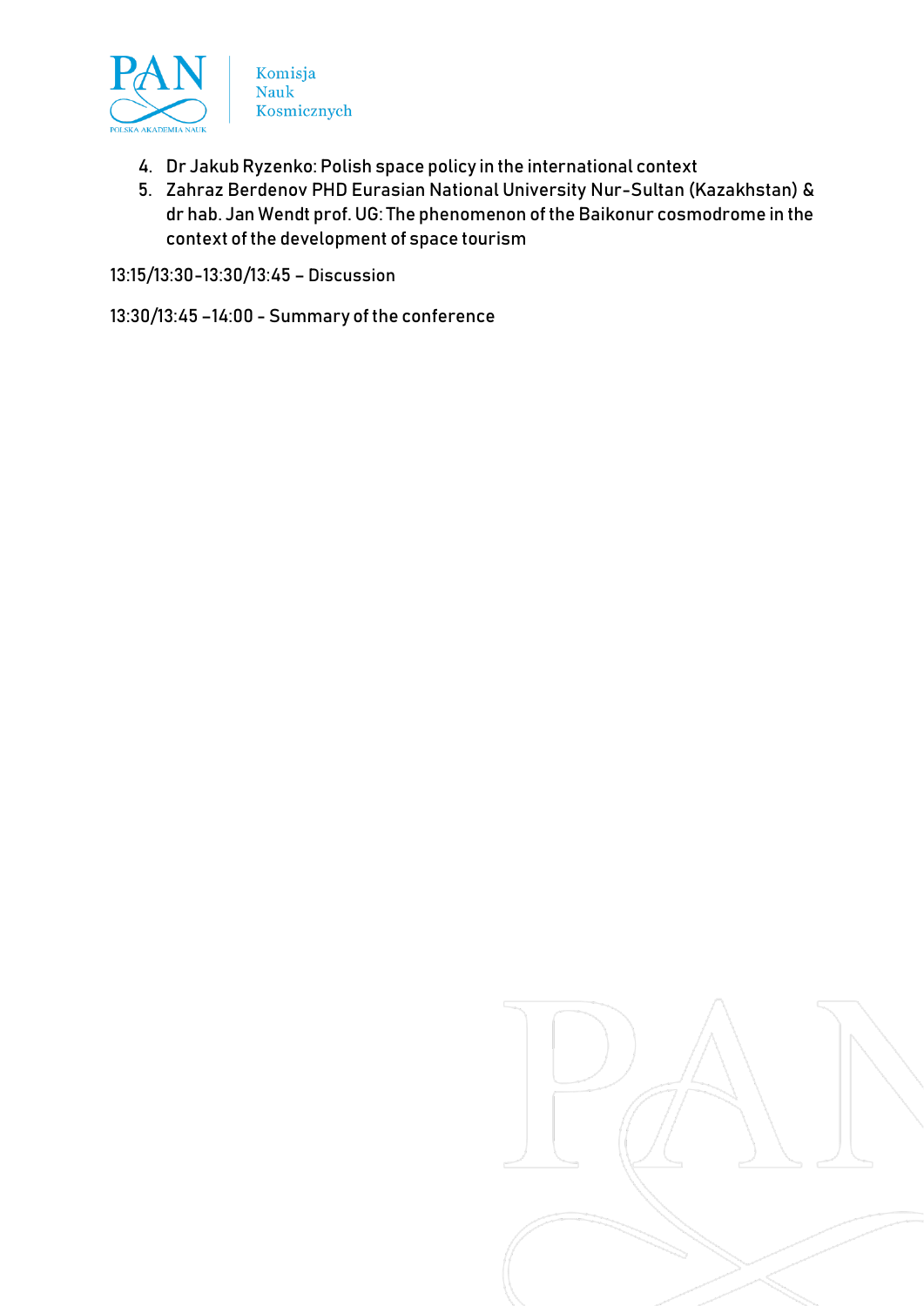4. Dr Jakub Ryzenko: Polish space policy in the international context
5. Zahraz Berdenov PHD Eurasian National University Nur-Sultan (Kazakhstan) & dr hab. Jan Wendt prof. UG: The phenomenon of the Baikonur cosmodrome in the context of the development of space tourism

13:15/13:30-13:30/13:45 – Discussion

13:30/13:45 –14:00 - Summary of the conference